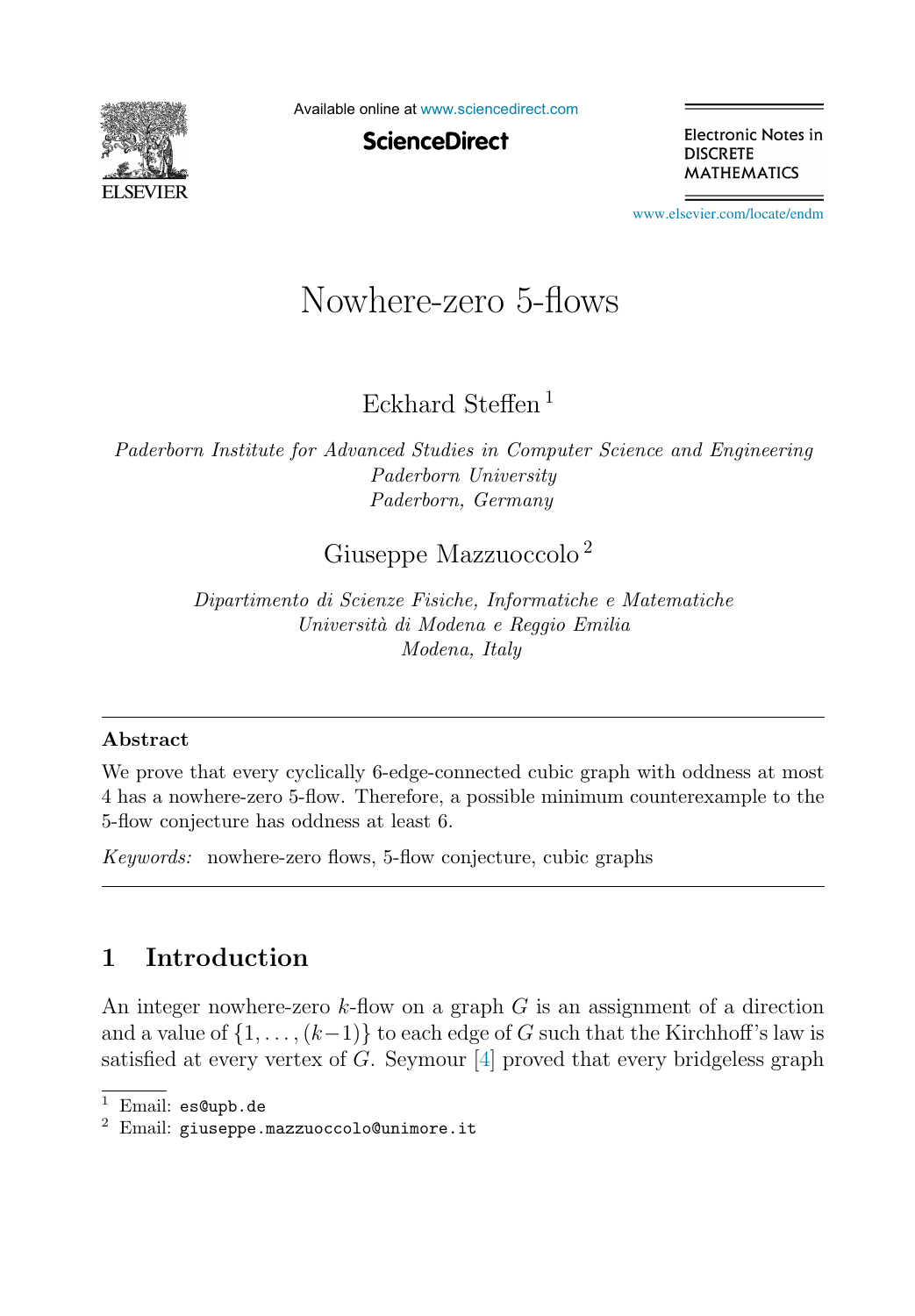# Nowhere-zero 5-flows

Eckhard Steffen [1]

*Paderborn Institute for Advanced Studies in Computer Science and Engineering*
*Paderborn University*
*Paderborn, Germany*

Giuseppe Mazzuoccolo [2]

*Dipartimento di Scienze Fisiche, Informatiche e Matematiche*
*Università di Modena e Reggio Emilia*
*Modena, Italy*

---

**Abstract**

We prove that every cyclically 6-edge-connected cubic graph with oddness at most 4 has a nowhere-zero 5-flow. Therefore, a possible minimum counterexample to the 5-flow conjecture has oddness at least 6.

*Keywords:* nowhere-zero flows, 5-flow conjecture, cubic graphs

---

## 1 Introduction

An integer nowhere-zero $k$-flow on a graph $G$ is an assignment of a direction and a value of $\{1, \dots, (k-1)\}$ to each edge of $G$ such that the Kirchhoff's law is satisfied at every vertex of $G$. Seymour [4] proved that every bridgeless graph

---

[1] Email: `es@upb.de`

[2] Email: `giuseppe.mazzuoccolo@unimore.it`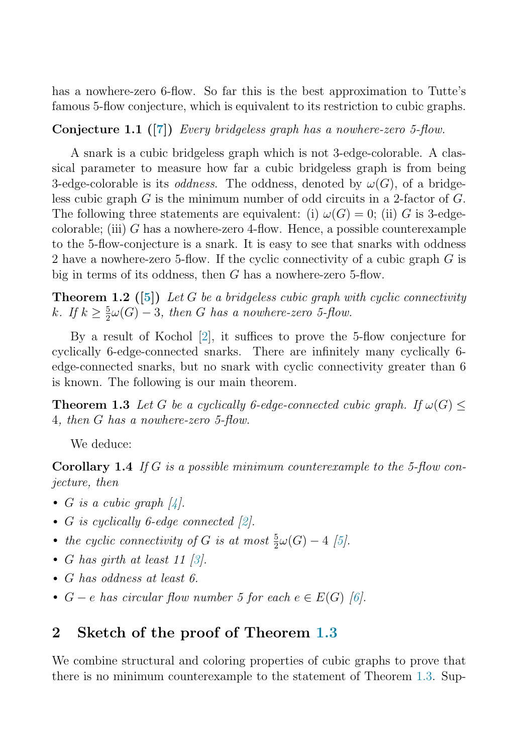has a nowhere-zero 6-flow. So far this is the best approximation to Tutte's famous 5-flow conjecture, which is equivalent to its restriction to cubic graphs.

**Conjecture 1.1** ([7]) *Every bridgeless graph has a nowhere-zero 5-flow.*

A snark is a cubic bridgeless graph which is not 3-edge-colorable. A classical parameter to measure how far a cubic bridgeless graph is from being 3-edge-colorable is its *oddness*. The oddness, denoted by $\omega(G)$, of a bridgeless cubic graph $G$ is the minimum number of odd circuits in a 2-factor of $G$. The following three statements are equivalent: (i) $\omega(G) = 0$; (ii) $G$ is 3-edge-colorable; (iii) $G$ has a nowhere-zero 4-flow. Hence, a possible counterexample to the 5-flow-conjecture is a snark. It is easy to see that snarks with oddness 2 have a nowhere-zero 5-flow. If the cyclic connectivity of a cubic graph $G$ is big in terms of its oddness, then $G$ has a nowhere-zero 5-flow.

**Theorem 1.2** ([5]) *Let $G$ be a bridgeless cubic graph with cyclic connectivity $k$. If $k \geq \frac{5}{2}\omega(G) - 3$, then $G$ has a nowhere-zero 5-flow.*

By a result of Kochol [2], it suffices to prove the 5-flow conjecture for cyclically 6-edge-connected snarks. There are infinitely many cyclically 6-edge-connected snarks, but no snark with cyclic connectivity greater than 6 is known. The following is our main theorem.

**Theorem 1.3** *Let $G$ be a cyclically 6-edge-connected cubic graph. If $\omega(G) \leq 4$, then $G$ has a nowhere-zero 5-flow.*

We deduce:

**Corollary 1.4** *If $G$ is a possible minimum counterexample to the 5-flow conjecture, then*

- *$G$ is a cubic graph [4].*
- *$G$ is cyclically 6-edge connected [2].*
- *the cyclic connectivity of $G$ is at most $\frac{5}{2}\omega(G) - 4$ [5].*
- *$G$ has girth at least 11 [3].*
- *$G$ has oddness at least 6.*
- *$G - e$ has circular flow number 5 for each $e \in E(G)$ [6].*

## 2 Sketch of the proof of Theorem 1.3

We combine structural and coloring properties of cubic graphs to prove that there is no minimum counterexample to the statement of Theorem 1.3. Sup-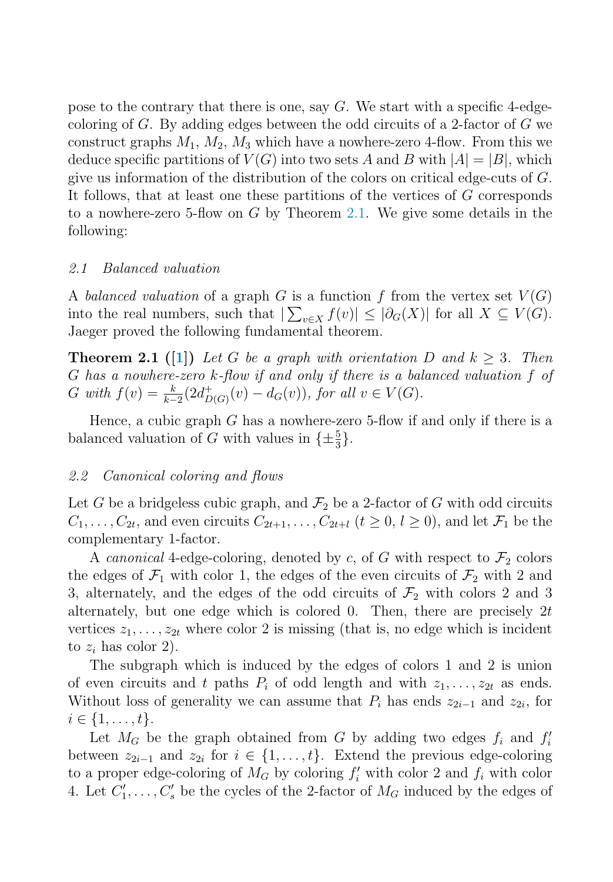pose to the contrary that there is one, say $G$. We start with a specific 4-edge-coloring of $G$. By adding edges between the odd circuits of a 2-factor of $G$ we construct graphs $M_1$, $M_2$, $M_3$ which have a nowhere-zero 4-flow. From this we deduce specific partitions of $V(G)$ into two sets $A$ and $B$ with $|A| = |B|$, which give us information of the distribution of the colors on critical edge-cuts of $G$. It follows, that at least one these partitions of the vertices of $G$ corresponds to a nowhere-zero 5-flow on $G$ by Theorem 2.1. We give some details in the following:

### *2.1 Balanced valuation*

A *balanced valuation* of a graph $G$ is a function $f$ from the vertex set $V(G)$ into the real numbers, such that $|\sum_{v \in X} f(v)| \leq |\partial_G(X)|$ for all $X \subseteq V(G)$. Jaeger proved the following fundamental theorem.

**Theorem 2.1 ([1])** *Let $G$ be a graph with orientation $D$ and $k \geq 3$. Then $G$ has a nowhere-zero $k$-flow if and only if there is a balanced valuation $f$ of $G$ with $f(v) = \frac{k}{k-2}(2d^+_{D(G)}(v) - d_G(v))$, for all $v \in V(G)$.*

Hence, a cubic graph $G$ has a nowhere-zero 5-flow if and only if there is a balanced valuation of $G$ with values in $\{\pm\frac{5}{3}\}$.

### *2.2 Canonical coloring and flows*

Let $G$ be a bridgeless cubic graph, and $\mathcal{F}_2$ be a 2-factor of $G$ with odd circuits $C_1, \ldots, C_{2t}$, and even circuits $C_{2t+1}, \ldots, C_{2t+l}$ ($t \geq 0$, $l \geq 0$), and let $\mathcal{F}_1$ be the complementary 1-factor.

A *canonical* 4-edge-coloring, denoted by $c$, of $G$ with respect to $\mathcal{F}_2$ colors the edges of $\mathcal{F}_1$ with color 1, the edges of the even circuits of $\mathcal{F}_2$ with 2 and 3, alternately, and the edges of the odd circuits of $\mathcal{F}_2$ with colors 2 and 3 alternately, but one edge which is colored 0. Then, there are precisely $2t$ vertices $z_1, \ldots, z_{2t}$ where color 2 is missing (that is, no edge which is incident to $z_i$ has color 2).

The subgraph which is induced by the edges of colors 1 and 2 is union of even circuits and $t$ paths $P_i$ of odd length and with $z_1, \ldots, z_{2t}$ as ends. Without loss of generality we can assume that $P_i$ has ends $z_{2i-1}$ and $z_{2i}$, for $i \in \{1, \ldots, t\}$.

Let $M_G$ be the graph obtained from $G$ by adding two edges $f_i$ and $f'_i$ between $z_{2i-1}$ and $z_{2i}$ for $i \in \{1, \ldots, t\}$. Extend the previous edge-coloring to a proper edge-coloring of $M_G$ by coloring $f'_i$ with color 2 and $f_i$ with color 4. Let $C'_1, \ldots, C'_s$ be the cycles of the 2-factor of $M_G$ induced by the edges of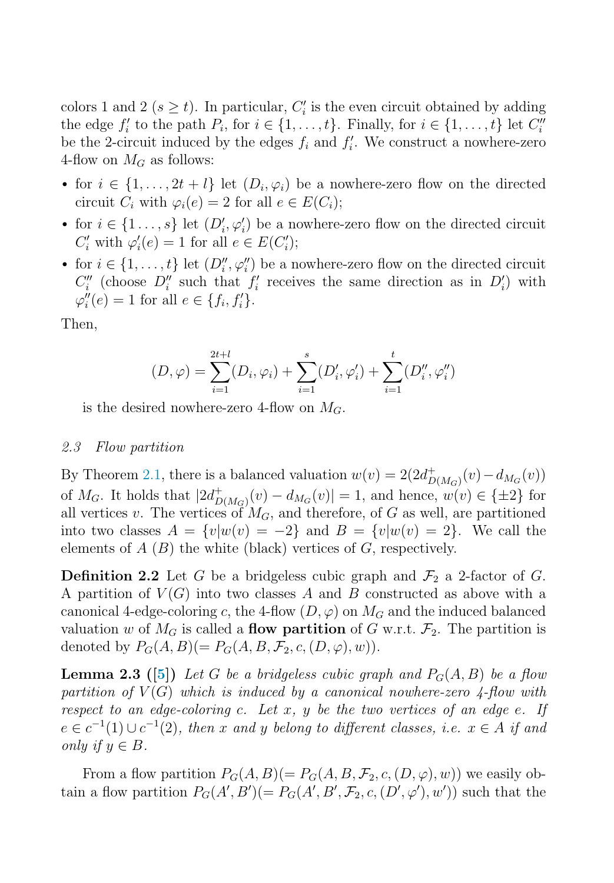colors 1 and 2 ($s \geq t$). In particular, $C_i'$ is the even circuit obtained by adding the edge $f_i'$ to the path $P_i$, for $i \in \{1, \ldots, t\}$. Finally, for $i \in \{1, \ldots, t\}$ let $C_i''$ be the 2-circuit induced by the edges $f_i$ and $f_i'$. We construct a nowhere-zero 4-flow on $M_G$ as follows:

- for $i \in \{1, \ldots, 2t + l\}$ let $(D_i, \varphi_i)$ be a nowhere-zero flow on the directed circuit $C_i$ with $\varphi_i(e) = 2$ for all $e \in E(C_i)$;
- for $i \in \{1 \ldots, s\}$ let $(D_i', \varphi_i')$ be a nowhere-zero flow on the directed circuit $C_i'$ with $\varphi_i'(e) = 1$ for all $e \in E(C_i')$;
- for $i \in \{1, \ldots, t\}$ let $(D_i'', \varphi_i'')$ be a nowhere-zero flow on the directed circuit $C_i''$ (choose $D_i''$ such that $f_i'$ receives the same direction as in $D_i'$) with $\varphi_i''(e) = 1$ for all $e \in \{f_i, f_i'\}$.

Then,

$$(D, \varphi) = \sum_{i=1}^{2t+l} (D_i, \varphi_i) + \sum_{i=1}^{s} (D_i', \varphi_i') + \sum_{i=1}^{t} (D_i'', \varphi_i'')$$

is the desired nowhere-zero 4-flow on $M_G$.

### 2.3 Flow partition

By Theorem 2.1, there is a balanced valuation $w(v) = 2(2d^+_{D(M_G)}(v) - d_{M_G}(v))$ of $M_G$. It holds that $|2d^+_{D(M_G)}(v) - d_{M_G}(v)| = 1$, and hence, $w(v) \in \{\pm 2\}$ for all vertices $v$. The vertices of $M_G$, and therefore, of $G$ as well, are partitioned into two classes $A = \{v | w(v) = -2\}$ and $B = \{v | w(v) = 2\}$. We call the elements of $A$ ($B$) the white (black) vertices of $G$, respectively.

**Definition 2.2** Let $G$ be a bridgeless cubic graph and $\mathcal{F}_2$ a 2-factor of $G$. A partition of $V(G)$ into two classes $A$ and $B$ constructed as above with a canonical 4-edge-coloring $c$, the 4-flow $(D, \varphi)$ on $M_G$ and the induced balanced valuation $w$ of $M_G$ is called a **flow partition** of $G$ w.r.t. $\mathcal{F}_2$. The partition is denoted by $P_G(A, B) (= P_G(A, B, \mathcal{F}_2, c, (D, \varphi), w))$.

**Lemma 2.3 ([5])** *Let $G$ be a bridgeless cubic graph and $P_G(A, B)$ be a flow partition of $V(G)$ which is induced by a canonical nowhere-zero 4-flow with respect to an edge-coloring $c$. Let $x$, $y$ be the two vertices of an edge $e$. If $e \in c^{-1}(1) \cup c^{-1}(2)$, then $x$ and $y$ belong to different classes, i.e. $x \in A$ if and only if $y \in B$.*

From a flow partition $P_G(A, B) (= P_G(A, B, \mathcal{F}_2, c, (D, \varphi), w))$ we easily obtain a flow partition $P_G(A', B') (= P_G(A', B', \mathcal{F}_2, c, (D', \varphi'), w'))$ such that the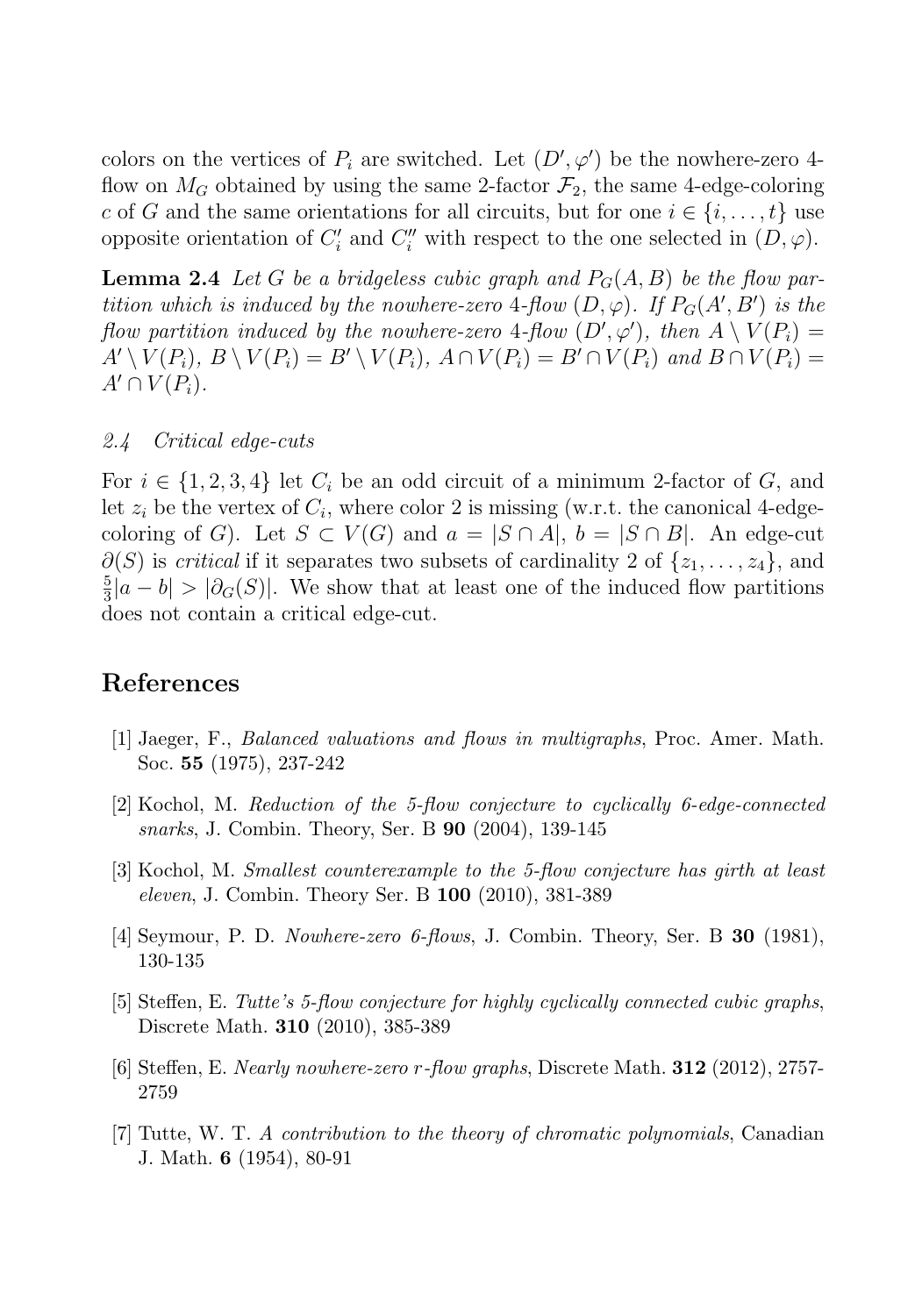colors on the vertices of $P_i$ are switched. Let $(D', \varphi')$ be the nowhere-zero 4-flow on $M_G$ obtained by using the same 2-factor $\mathcal{F}_2$, the same 4-edge-coloring $c$ of $G$ and the same orientations for all circuits, but for one $i \in \{i, \ldots, t\}$ use opposite orientation of $C'_i$ and $C''_i$ with respect to the one selected in $(D, \varphi)$.

**Lemma 2.4** *Let $G$ be a bridgeless cubic graph and $P_G(A, B)$ be the flow partition which is induced by the nowhere-zero 4-flow $(D, \varphi)$. If $P_G(A', B')$ is the flow partition induced by the nowhere-zero 4-flow $(D', \varphi')$, then $A \setminus V(P_i) = A' \setminus V(P_i)$, $B \setminus V(P_i) = B' \setminus V(P_i)$, $A \cap V(P_i) = B' \cap V(P_i)$ and $B \cap V(P_i) = A' \cap V(P_i)$.*

### *2.4 Critical edge-cuts*

For $i \in \{1, 2, 3, 4\}$ let $C_i$ be an odd circuit of a minimum 2-factor of $G$, and let $z_i$ be the vertex of $C_i$, where color 2 is missing (w.r.t. the canonical 4-edge-coloring of $G$). Let $S \subset V(G)$ and $a = |S \cap A|$, $b = |S \cap B|$. An edge-cut $\partial(S)$ is *critical* if it separates two subsets of cardinality 2 of $\{z_1, \ldots, z_4\}$, and $\frac{5}{3}|a - b| > |\partial_G(S)|$. We show that at least one of the induced flow partitions does not contain a critical edge-cut.

## References

[1] Jaeger, F., *Balanced valuations and flows in multigraphs*, Proc. Amer. Math. Soc. **55** (1975), 237-242

[2] Kochol, M. *Reduction of the 5-flow conjecture to cyclically 6-edge-connected snarks*, J. Combin. Theory, Ser. B **90** (2004), 139-145

[3] Kochol, M. *Smallest counterexample to the 5-flow conjecture has girth at least eleven*, J. Combin. Theory Ser. B **100** (2010), 381-389

[4] Seymour, P. D. *Nowhere-zero 6-flows*, J. Combin. Theory, Ser. B **30** (1981), 130-135

[5] Steffen, E. *Tutte's 5-flow conjecture for highly cyclically connected cubic graphs*, Discrete Math. **310** (2010), 385-389

[6] Steffen, E. *Nearly nowhere-zero r-flow graphs*, Discrete Math. **312** (2012), 2757-2759

[7] Tutte, W. T. *A contribution to the theory of chromatic polynomials*, Canadian J. Math. **6** (1954), 80-91